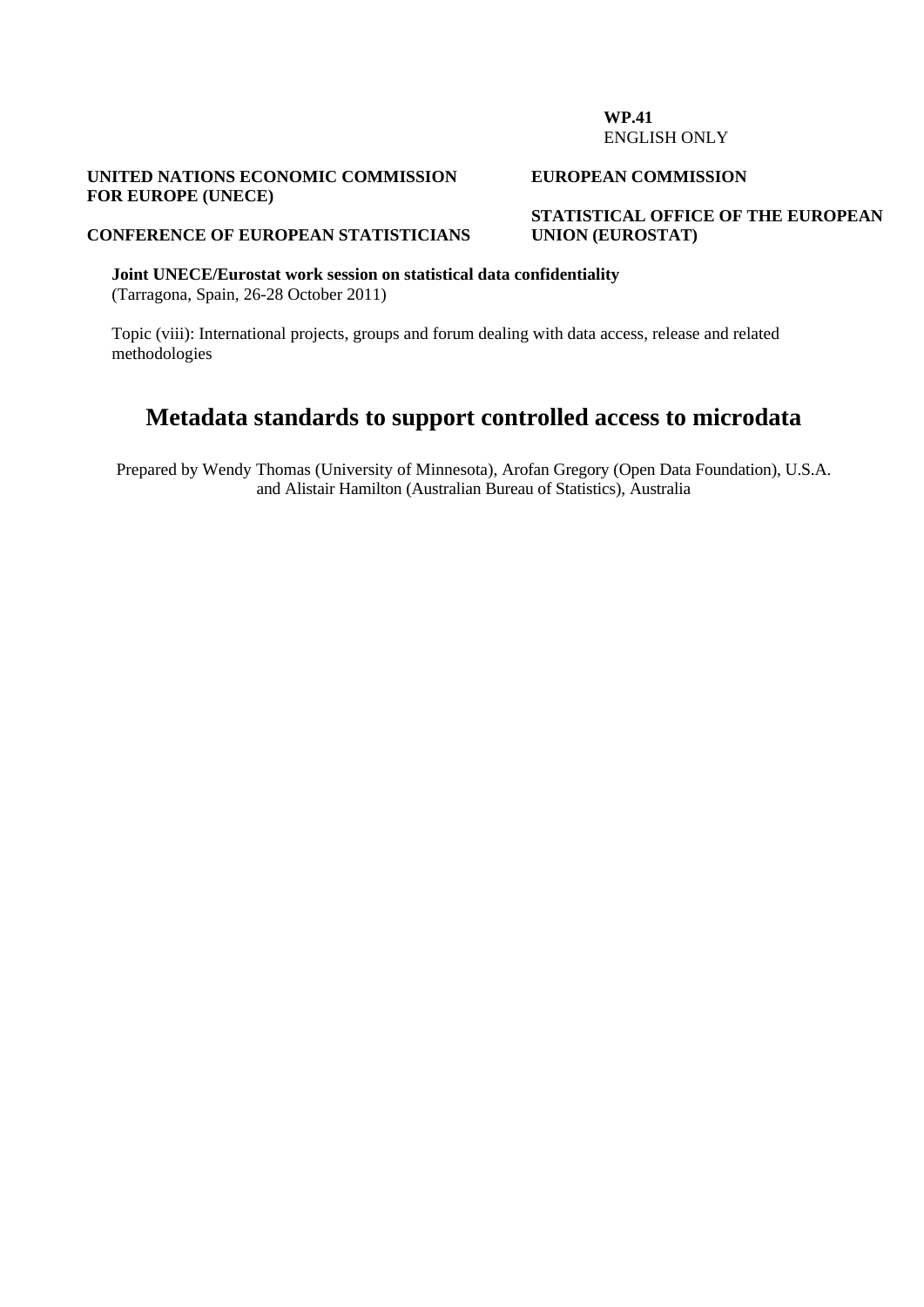**WP.41**
ENGLISH ONLY

**UNITED NATIONS ECONOMIC COMMISSION FOR EUROPE (UNECE)**

**CONFERENCE OF EUROPEAN STATISTICIANS**

**EUROPEAN COMMISSION**

**STATISTICAL OFFICE OF THE EUROPEAN UNION (EUROSTAT)**

**Joint UNECE/Eurostat work session on statistical data confidentiality**
(Tarragona, Spain, 26-28 October 2011)

Topic (viii): International projects, groups and forum dealing with data access, release and related methodologies

# Metadata standards to support controlled access to microdata

Prepared by Wendy Thomas (University of Minnesota), Arofan Gregory (Open Data Foundation), U.S.A. and Alistair Hamilton (Australian Bureau of Statistics), Australia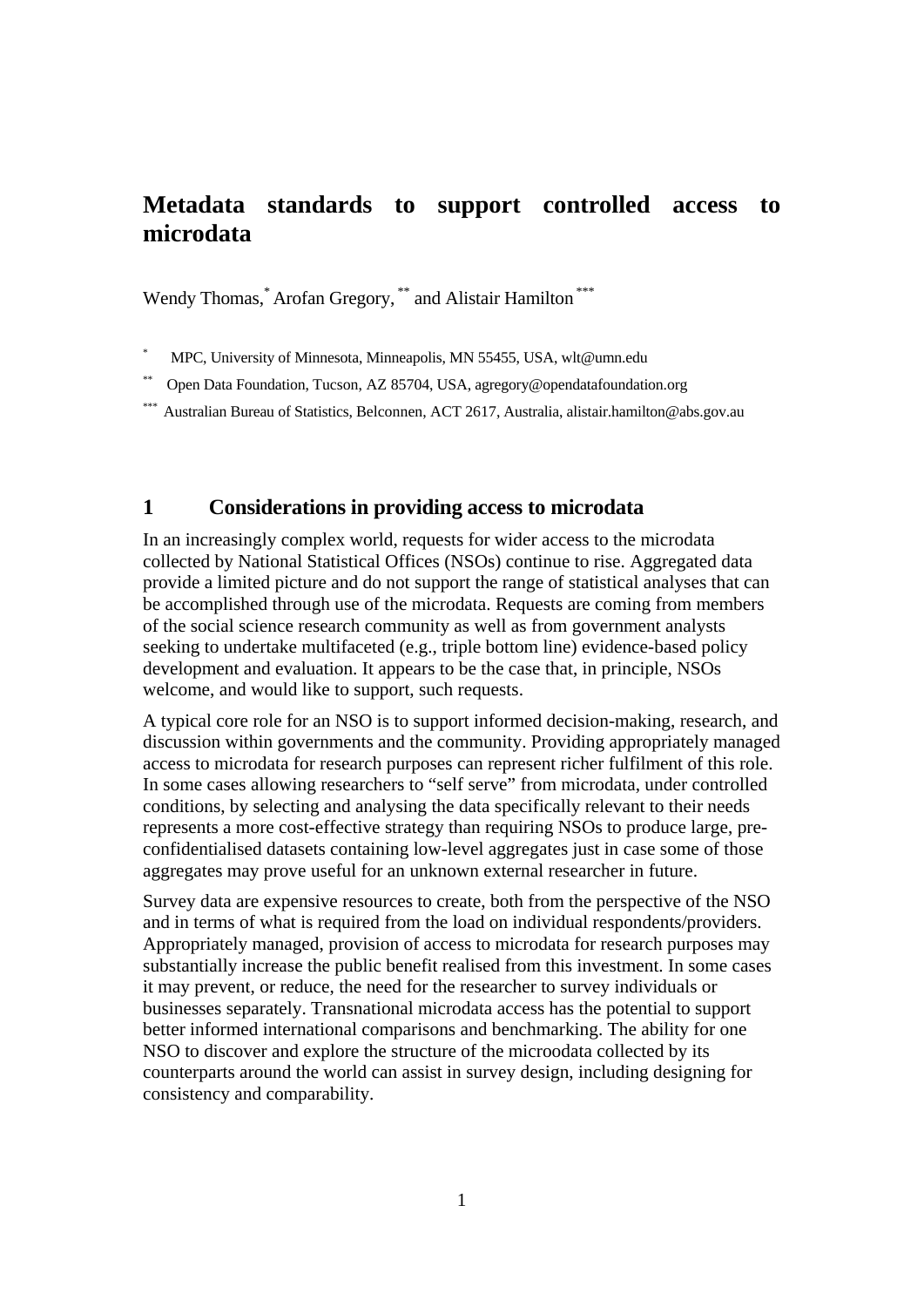# Metadata standards to support controlled access to microdata

Wendy Thomas,[*] Arofan Gregory, [**] and Alistair Hamilton [***]

[*] MPC, University of Minnesota, Minneapolis, MN 55455, USA, wlt@umn.edu

[**] Open Data Foundation, Tucson, AZ 85704, USA, agregory@opendatafoundation.org

[***] Australian Bureau of Statistics, Belconnen, ACT 2617, Australia, alistair.hamilton@abs.gov.au

## 1 Considerations in providing access to microdata

In an increasingly complex world, requests for wider access to the microdata collected by National Statistical Offices (NSOs) continue to rise. Aggregated data provide a limited picture and do not support the range of statistical analyses that can be accomplished through use of the microdata. Requests are coming from members of the social science research community as well as from government analysts seeking to undertake multifaceted (e.g., triple bottom line) evidence-based policy development and evaluation. It appears to be the case that, in principle, NSOs welcome, and would like to support, such requests.

A typical core role for an NSO is to support informed decision-making, research, and discussion within governments and the community. Providing appropriately managed access to microdata for research purposes can represent richer fulfilment of this role. In some cases allowing researchers to "self serve" from microdata, under controlled conditions, by selecting and analysing the data specifically relevant to their needs represents a more cost-effective strategy than requiring NSOs to produce large, pre-confidentialised datasets containing low-level aggregates just in case some of those aggregates may prove useful for an unknown external researcher in future.

Survey data are expensive resources to create, both from the perspective of the NSO and in terms of what is required from the load on individual respondents/providers. Appropriately managed, provision of access to microdata for research purposes may substantially increase the public benefit realised from this investment. In some cases it may prevent, or reduce, the need for the researcher to survey individuals or businesses separately. Transnational microdata access has the potential to support better informed international comparisons and benchmarking. The ability for one NSO to discover and explore the structure of the microodata collected by its counterparts around the world can assist in survey design, including designing for consistency and comparability.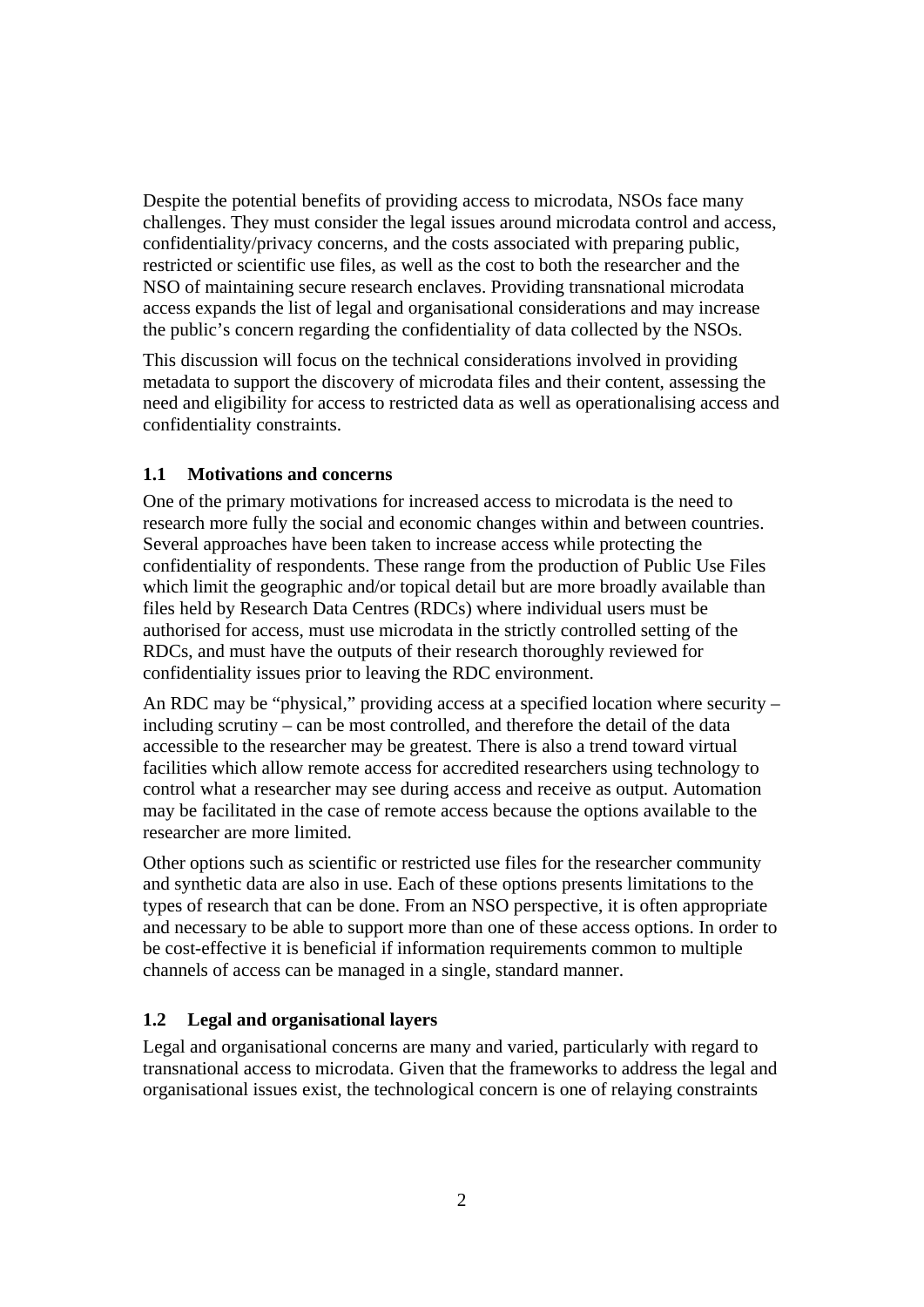Despite the potential benefits of providing access to microdata, NSOs face many challenges. They must consider the legal issues around microdata control and access, confidentiality/privacy concerns, and the costs associated with preparing public, restricted or scientific use files, as well as the cost to both the researcher and the NSO of maintaining secure research enclaves. Providing transnational microdata access expands the list of legal and organisational considerations and may increase the public's concern regarding the confidentiality of data collected by the NSOs.

This discussion will focus on the technical considerations involved in providing metadata to support the discovery of microdata files and their content, assessing the need and eligibility for access to restricted data as well as operationalising access and confidentiality constraints.

### 1.1 Motivations and concerns

One of the primary motivations for increased access to microdata is the need to research more fully the social and economic changes within and between countries. Several approaches have been taken to increase access while protecting the confidentiality of respondents. These range from the production of Public Use Files which limit the geographic and/or topical detail but are more broadly available than files held by Research Data Centres (RDCs) where individual users must be authorised for access, must use microdata in the strictly controlled setting of the RDCs, and must have the outputs of their research thoroughly reviewed for confidentiality issues prior to leaving the RDC environment.

An RDC may be "physical," providing access at a specified location where security – including scrutiny – can be most controlled, and therefore the detail of the data accessible to the researcher may be greatest. There is also a trend toward virtual facilities which allow remote access for accredited researchers using technology to control what a researcher may see during access and receive as output. Automation may be facilitated in the case of remote access because the options available to the researcher are more limited.

Other options such as scientific or restricted use files for the researcher community and synthetic data are also in use. Each of these options presents limitations to the types of research that can be done. From an NSO perspective, it is often appropriate and necessary to be able to support more than one of these access options. In order to be cost-effective it is beneficial if information requirements common to multiple channels of access can be managed in a single, standard manner.

### 1.2 Legal and organisational layers

Legal and organisational concerns are many and varied, particularly with regard to transnational access to microdata. Given that the frameworks to address the legal and organisational issues exist, the technological concern is one of relaying constraints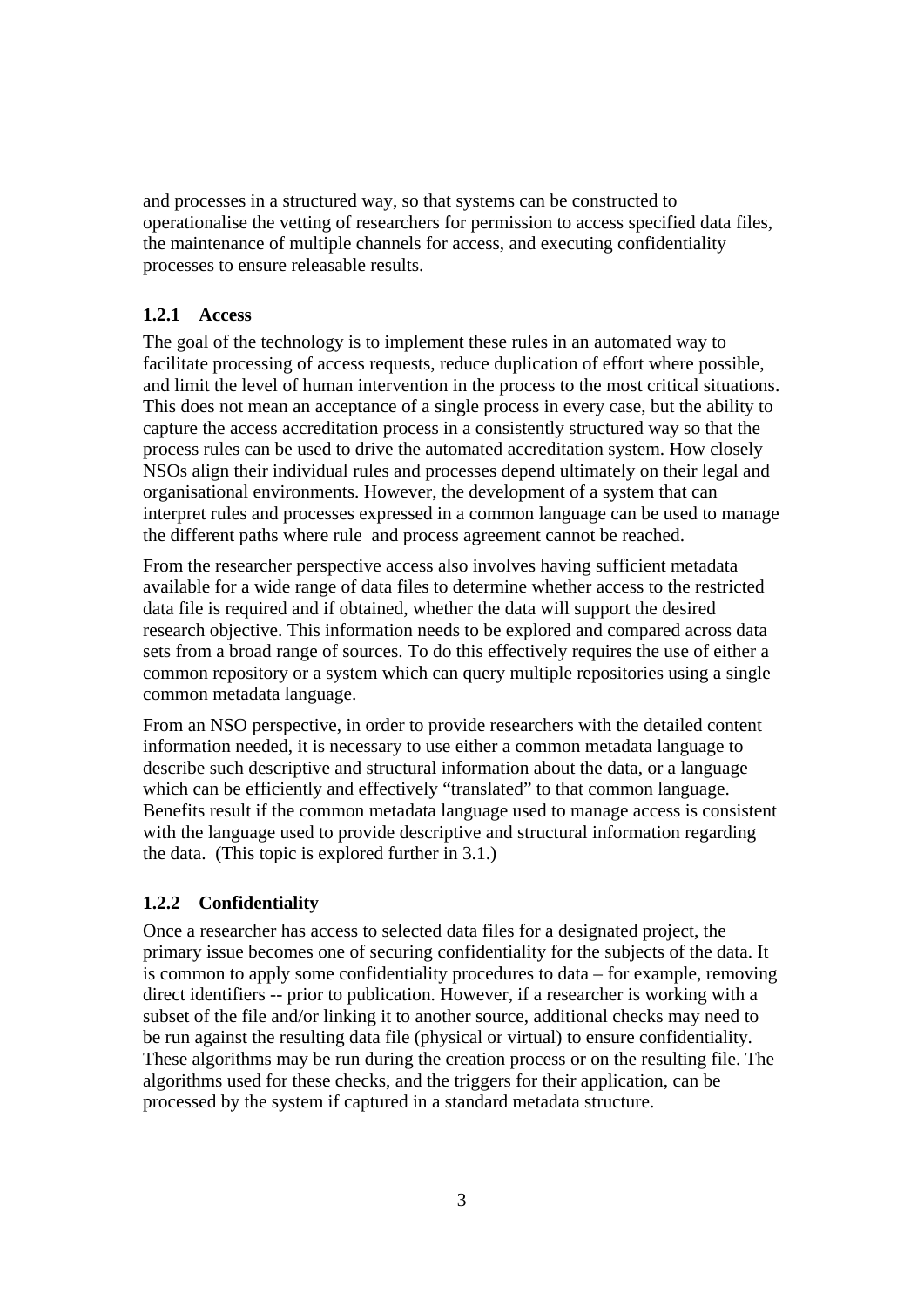and processes in a structured way, so that systems can be constructed to operationalise the vetting of researchers for permission to access specified data files, the maintenance of multiple channels for access, and executing confidentiality processes to ensure releasable results.

### 1.2.1 Access

The goal of the technology is to implement these rules in an automated way to facilitate processing of access requests, reduce duplication of effort where possible, and limit the level of human intervention in the process to the most critical situations. This does not mean an acceptance of a single process in every case, but the ability to capture the access accreditation process in a consistently structured way so that the process rules can be used to drive the automated accreditation system. How closely NSOs align their individual rules and processes depend ultimately on their legal and organisational environments. However, the development of a system that can interpret rules and processes expressed in a common language can be used to manage the different paths where rule and process agreement cannot be reached.

From the researcher perspective access also involves having sufficient metadata available for a wide range of data files to determine whether access to the restricted data file is required and if obtained, whether the data will support the desired research objective. This information needs to be explored and compared across data sets from a broad range of sources. To do this effectively requires the use of either a common repository or a system which can query multiple repositories using a single common metadata language.

From an NSO perspective, in order to provide researchers with the detailed content information needed, it is necessary to use either a common metadata language to describe such descriptive and structural information about the data, or a language which can be efficiently and effectively "translated" to that common language. Benefits result if the common metadata language used to manage access is consistent with the language used to provide descriptive and structural information regarding the data. (This topic is explored further in 3.1.)

### 1.2.2 Confidentiality

Once a researcher has access to selected data files for a designated project, the primary issue becomes one of securing confidentiality for the subjects of the data. It is common to apply some confidentiality procedures to data – for example, removing direct identifiers -- prior to publication. However, if a researcher is working with a subset of the file and/or linking it to another source, additional checks may need to be run against the resulting data file (physical or virtual) to ensure confidentiality. These algorithms may be run during the creation process or on the resulting file. The algorithms used for these checks, and the triggers for their application, can be processed by the system if captured in a standard metadata structure.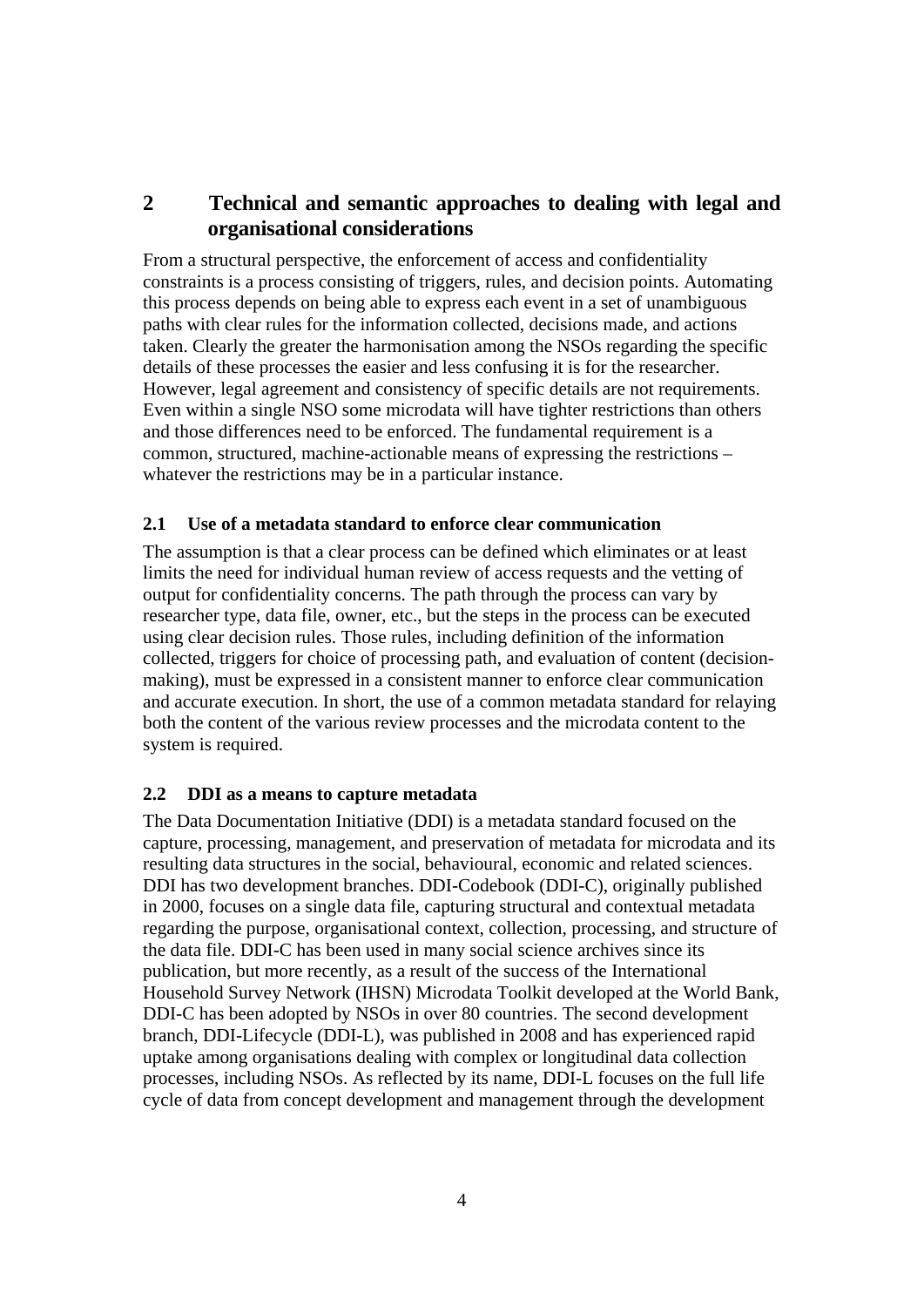# 2 Technical and semantic approaches to dealing with legal and organisational considerations

From a structural perspective, the enforcement of access and confidentiality constraints is a process consisting of triggers, rules, and decision points. Automating this process depends on being able to express each event in a set of unambiguous paths with clear rules for the information collected, decisions made, and actions taken. Clearly the greater the harmonisation among the NSOs regarding the specific details of these processes the easier and less confusing it is for the researcher. However, legal agreement and consistency of specific details are not requirements. Even within a single NSO some microdata will have tighter restrictions than others and those differences need to be enforced. The fundamental requirement is a common, structured, machine-actionable means of expressing the restrictions – whatever the restrictions may be in a particular instance.

## 2.1 Use of a metadata standard to enforce clear communication

The assumption is that a clear process can be defined which eliminates or at least limits the need for individual human review of access requests and the vetting of output for confidentiality concerns. The path through the process can vary by researcher type, data file, owner, etc., but the steps in the process can be executed using clear decision rules. Those rules, including definition of the information collected, triggers for choice of processing path, and evaluation of content (decision-making), must be expressed in a consistent manner to enforce clear communication and accurate execution. In short, the use of a common metadata standard for relaying both the content of the various review processes and the microdata content to the system is required.

## 2.2 DDI as a means to capture metadata

The Data Documentation Initiative (DDI) is a metadata standard focused on the capture, processing, management, and preservation of metadata for microdata and its resulting data structures in the social, behavioural, economic and related sciences. DDI has two development branches. DDI-Codebook (DDI-C), originally published in 2000, focuses on a single data file, capturing structural and contextual metadata regarding the purpose, organisational context, collection, processing, and structure of the data file. DDI-C has been used in many social science archives since its publication, but more recently, as a result of the success of the International Household Survey Network (IHSN) Microdata Toolkit developed at the World Bank, DDI-C has been adopted by NSOs in over 80 countries. The second development branch, DDI-Lifecycle (DDI-L), was published in 2008 and has experienced rapid uptake among organisations dealing with complex or longitudinal data collection processes, including NSOs. As reflected by its name, DDI-L focuses on the full life cycle of data from concept development and management through the development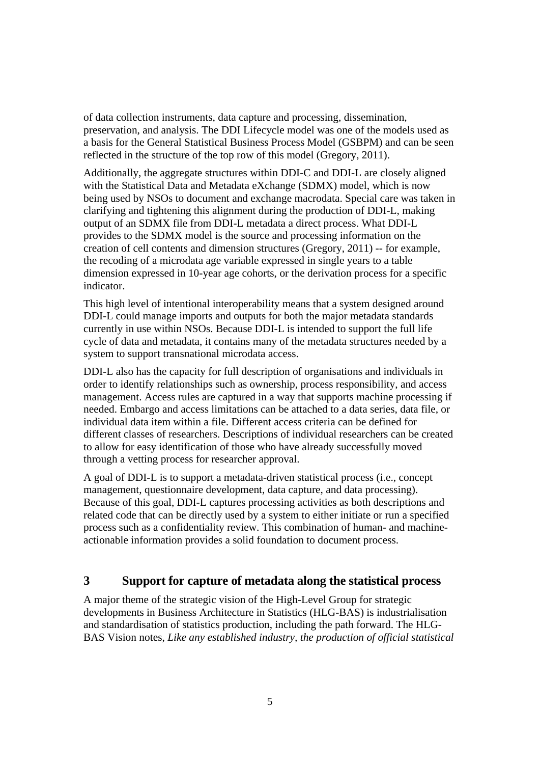of data collection instruments, data capture and processing, dissemination, preservation, and analysis. The DDI Lifecycle model was one of the models used as a basis for the General Statistical Business Process Model (GSBPM) and can be seen reflected in the structure of the top row of this model (Gregory, 2011).

Additionally, the aggregate structures within DDI-C and DDI-L are closely aligned with the Statistical Data and Metadata eXchange (SDMX) model, which is now being used by NSOs to document and exchange macrodata. Special care was taken in clarifying and tightening this alignment during the production of DDI-L, making output of an SDMX file from DDI-L metadata a direct process. What DDI-L provides to the SDMX model is the source and processing information on the creation of cell contents and dimension structures (Gregory, 2011) -- for example, the recoding of a microdata age variable expressed in single years to a table dimension expressed in 10-year age cohorts, or the derivation process for a specific indicator.

This high level of intentional interoperability means that a system designed around DDI-L could manage imports and outputs for both the major metadata standards currently in use within NSOs. Because DDI-L is intended to support the full life cycle of data and metadata, it contains many of the metadata structures needed by a system to support transnational microdata access.

DDI-L also has the capacity for full description of organisations and individuals in order to identify relationships such as ownership, process responsibility, and access management. Access rules are captured in a way that supports machine processing if needed. Embargo and access limitations can be attached to a data series, data file, or individual data item within a file. Different access criteria can be defined for different classes of researchers. Descriptions of individual researchers can be created to allow for easy identification of those who have already successfully moved through a vetting process for researcher approval.

A goal of DDI-L is to support a metadata-driven statistical process (i.e., concept management, questionnaire development, data capture, and data processing). Because of this goal, DDI-L captures processing activities as both descriptions and related code that can be directly used by a system to either initiate or run a specified process such as a confidentiality review. This combination of human- and machine-actionable information provides a solid foundation to document process.

## 3 Support for capture of metadata along the statistical process

A major theme of the strategic vision of the High-Level Group for strategic developments in Business Architecture in Statistics (HLG-BAS) is industrialisation and standardisation of statistics production, including the path forward. The HLG-BAS Vision notes, *Like any established industry, the production of official statistical*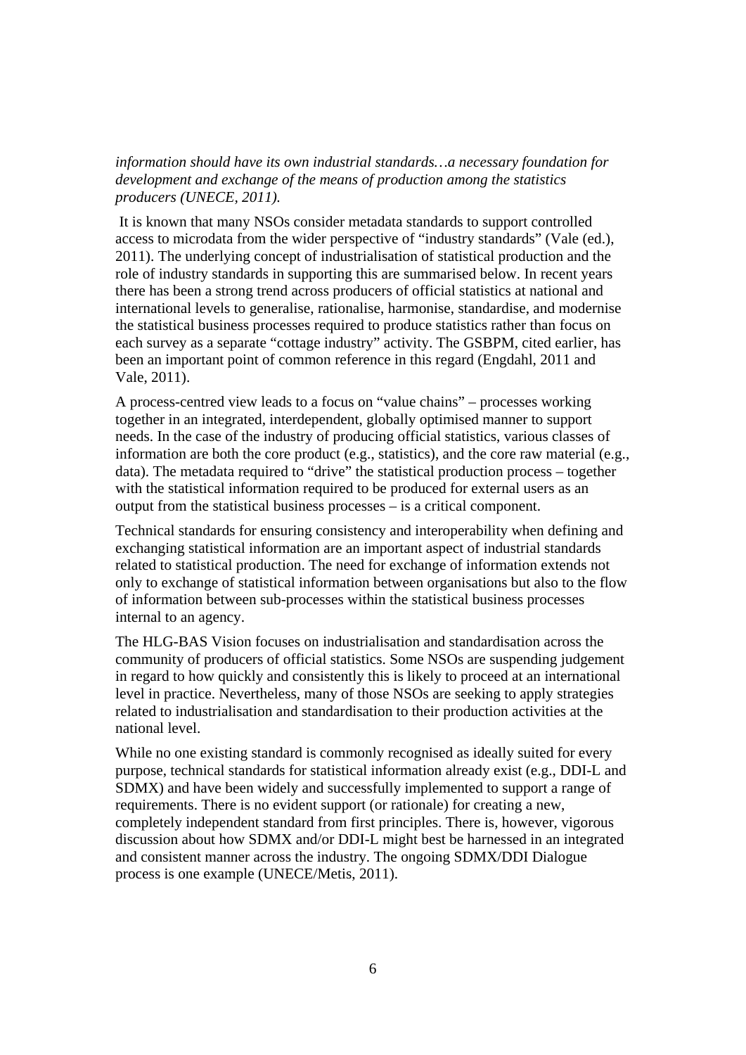*information should have its own industrial standards…a necessary foundation for development and exchange of the means of production among the statistics producers (UNECE, 2011).*

It is known that many NSOs consider metadata standards to support controlled access to microdata from the wider perspective of "industry standards" (Vale (ed.), 2011). The underlying concept of industrialisation of statistical production and the role of industry standards in supporting this are summarised below. In recent years there has been a strong trend across producers of official statistics at national and international levels to generalise, rationalise, harmonise, standardise, and modernise the statistical business processes required to produce statistics rather than focus on each survey as a separate "cottage industry" activity. The GSBPM, cited earlier, has been an important point of common reference in this regard (Engdahl, 2011 and Vale, 2011).

A process-centred view leads to a focus on "value chains" – processes working together in an integrated, interdependent, globally optimised manner to support needs. In the case of the industry of producing official statistics, various classes of information are both the core product (e.g., statistics), and the core raw material (e.g., data). The metadata required to "drive" the statistical production process – together with the statistical information required to be produced for external users as an output from the statistical business processes – is a critical component.

Technical standards for ensuring consistency and interoperability when defining and exchanging statistical information are an important aspect of industrial standards related to statistical production. The need for exchange of information extends not only to exchange of statistical information between organisations but also to the flow of information between sub-processes within the statistical business processes internal to an agency.

The HLG-BAS Vision focuses on industrialisation and standardisation across the community of producers of official statistics. Some NSOs are suspending judgement in regard to how quickly and consistently this is likely to proceed at an international level in practice. Nevertheless, many of those NSOs are seeking to apply strategies related to industrialisation and standardisation to their production activities at the national level.

While no one existing standard is commonly recognised as ideally suited for every purpose, technical standards for statistical information already exist (e.g., DDI-L and SDMX) and have been widely and successfully implemented to support a range of requirements. There is no evident support (or rationale) for creating a new, completely independent standard from first principles. There is, however, vigorous discussion about how SDMX and/or DDI-L might best be harnessed in an integrated and consistent manner across the industry. The ongoing SDMX/DDI Dialogue process is one example (UNECE/Metis, 2011).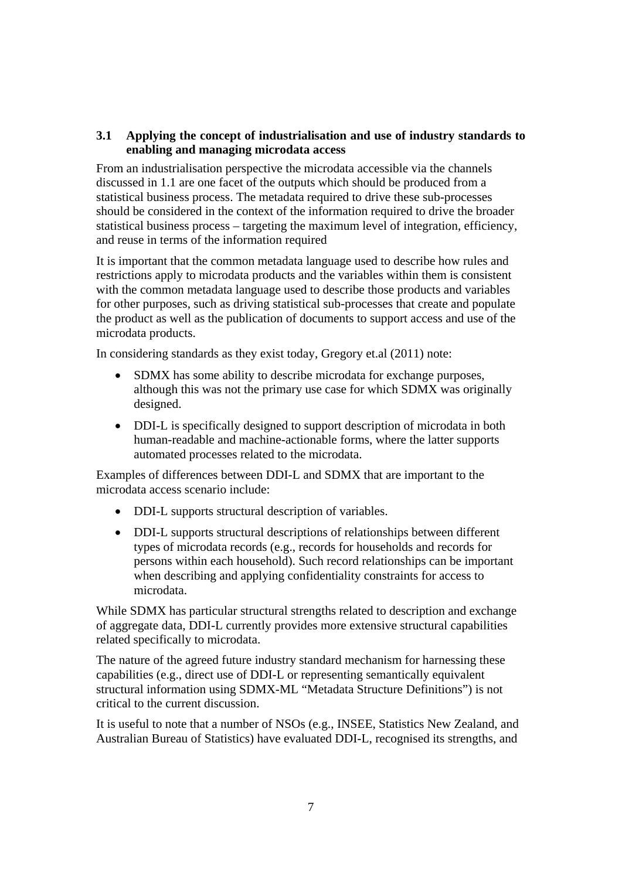### 3.1 Applying the concept of industrialisation and use of industry standards to enabling and managing microdata access

From an industrialisation perspective the microdata accessible via the channels discussed in 1.1 are one facet of the outputs which should be produced from a statistical business process. The metadata required to drive these sub-processes should be considered in the context of the information required to drive the broader statistical business process – targeting the maximum level of integration, efficiency, and reuse in terms of the information required

It is important that the common metadata language used to describe how rules and restrictions apply to microdata products and the variables within them is consistent with the common metadata language used to describe those products and variables for other purposes, such as driving statistical sub-processes that create and populate the product as well as the publication of documents to support access and use of the microdata products.

In considering standards as they exist today, Gregory et.al (2011) note:

- SDMX has some ability to describe microdata for exchange purposes, although this was not the primary use case for which SDMX was originally designed.
- DDI-L is specifically designed to support description of microdata in both human-readable and machine-actionable forms, where the latter supports automated processes related to the microdata.

Examples of differences between DDI-L and SDMX that are important to the microdata access scenario include:

- DDI-L supports structural description of variables.
- DDI-L supports structural descriptions of relationships between different types of microdata records (e.g., records for households and records for persons within each household). Such record relationships can be important when describing and applying confidentiality constraints for access to microdata.

While SDMX has particular structural strengths related to description and exchange of aggregate data, DDI-L currently provides more extensive structural capabilities related specifically to microdata.

The nature of the agreed future industry standard mechanism for harnessing these capabilities (e.g., direct use of DDI-L or representing semantically equivalent structural information using SDMX-ML "Metadata Structure Definitions") is not critical to the current discussion.

It is useful to note that a number of NSOs (e.g., INSEE, Statistics New Zealand, and Australian Bureau of Statistics) have evaluated DDI-L, recognised its strengths, and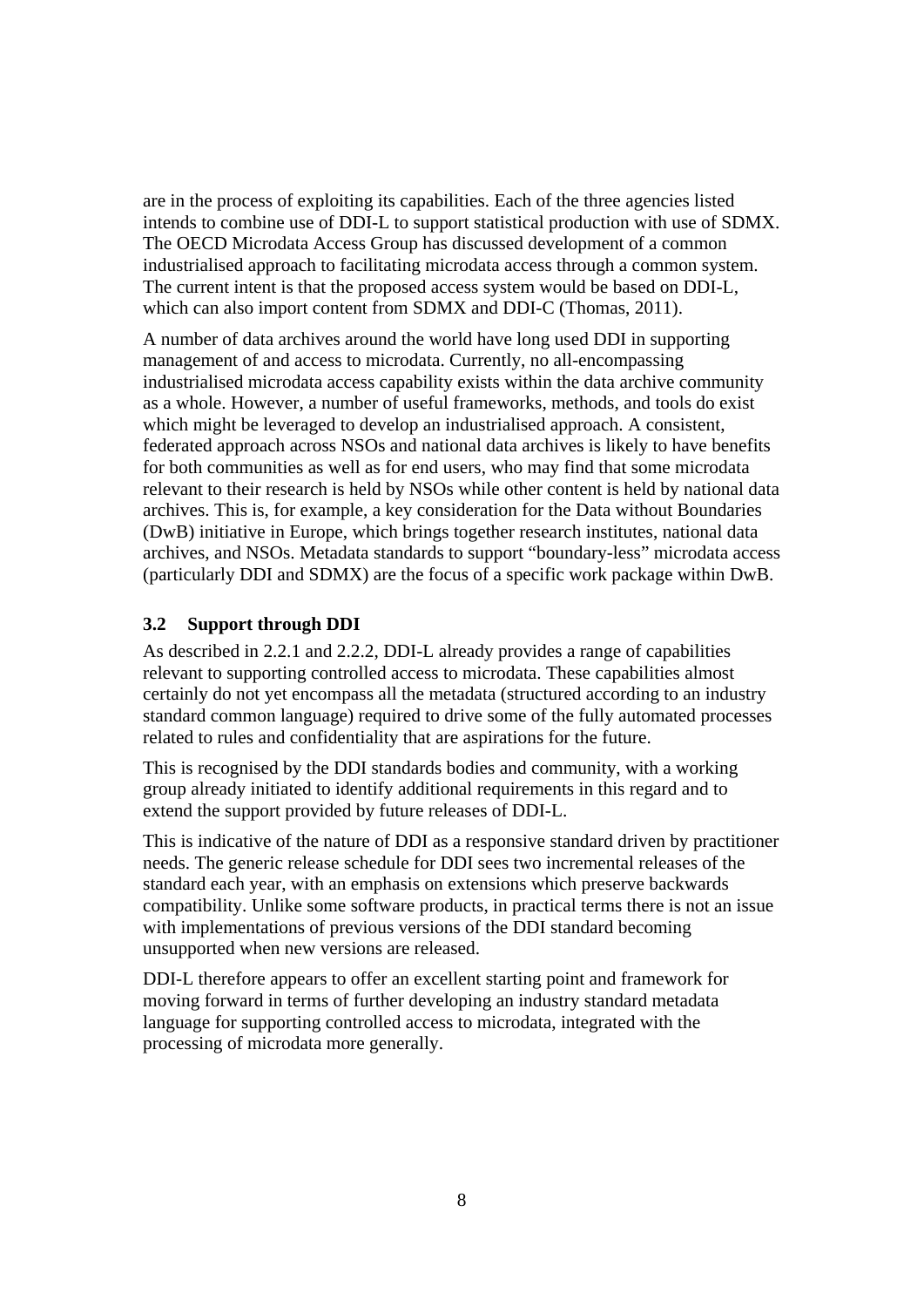are in the process of exploiting its capabilities. Each of the three agencies listed intends to combine use of DDI-L to support statistical production with use of SDMX. The OECD Microdata Access Group has discussed development of a common industrialised approach to facilitating microdata access through a common system. The current intent is that the proposed access system would be based on DDI-L, which can also import content from SDMX and DDI-C (Thomas, 2011).

A number of data archives around the world have long used DDI in supporting management of and access to microdata. Currently, no all-encompassing industrialised microdata access capability exists within the data archive community as a whole. However, a number of useful frameworks, methods, and tools do exist which might be leveraged to develop an industrialised approach. A consistent, federated approach across NSOs and national data archives is likely to have benefits for both communities as well as for end users, who may find that some microdata relevant to their research is held by NSOs while other content is held by national data archives. This is, for example, a key consideration for the Data without Boundaries (DwB) initiative in Europe, which brings together research institutes, national data archives, and NSOs. Metadata standards to support "boundary-less" microdata access (particularly DDI and SDMX) are the focus of a specific work package within DwB.

### 3.2 Support through DDI

As described in 2.2.1 and 2.2.2, DDI-L already provides a range of capabilities relevant to supporting controlled access to microdata. These capabilities almost certainly do not yet encompass all the metadata (structured according to an industry standard common language) required to drive some of the fully automated processes related to rules and confidentiality that are aspirations for the future.

This is recognised by the DDI standards bodies and community, with a working group already initiated to identify additional requirements in this regard and to extend the support provided by future releases of DDI-L.

This is indicative of the nature of DDI as a responsive standard driven by practitioner needs. The generic release schedule for DDI sees two incremental releases of the standard each year, with an emphasis on extensions which preserve backwards compatibility. Unlike some software products, in practical terms there is not an issue with implementations of previous versions of the DDI standard becoming unsupported when new versions are released.

DDI-L therefore appears to offer an excellent starting point and framework for moving forward in terms of further developing an industry standard metadata language for supporting controlled access to microdata, integrated with the processing of microdata more generally.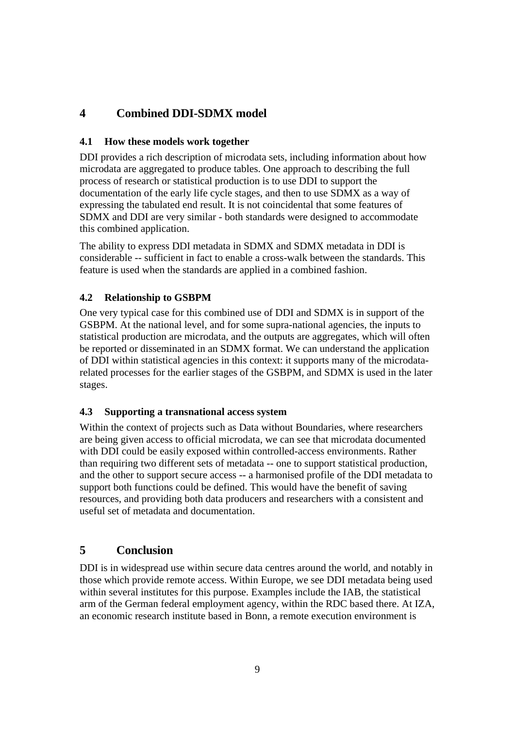# 4 Combined DDI-SDMX model

## 4.1 How these models work together

DDI provides a rich description of microdata sets, including information about how microdata are aggregated to produce tables. One approach to describing the full process of research or statistical production is to use DDI to support the documentation of the early life cycle stages, and then to use SDMX as a way of expressing the tabulated end result. It is not coincidental that some features of SDMX and DDI are very similar - both standards were designed to accommodate this combined application.

The ability to express DDI metadata in SDMX and SDMX metadata in DDI is considerable -- sufficient in fact to enable a cross-walk between the standards. This feature is used when the standards are applied in a combined fashion.

## 4.2 Relationship to GSBPM

One very typical case for this combined use of DDI and SDMX is in support of the GSBPM. At the national level, and for some supra-national agencies, the inputs to statistical production are microdata, and the outputs are aggregates, which will often be reported or disseminated in an SDMX format. We can understand the application of DDI within statistical agencies in this context: it supports many of the microdata-related processes for the earlier stages of the GSBPM, and SDMX is used in the later stages.

## 4.3 Supporting a transnational access system

Within the context of projects such as Data without Boundaries, where researchers are being given access to official microdata, we can see that microdata documented with DDI could be easily exposed within controlled-access environments. Rather than requiring two different sets of metadata -- one to support statistical production, and the other to support secure access -- a harmonised profile of the DDI metadata to support both functions could be defined. This would have the benefit of saving resources, and providing both data producers and researchers with a consistent and useful set of metadata and documentation.

# 5 Conclusion

DDI is in widespread use within secure data centres around the world, and notably in those which provide remote access. Within Europe, we see DDI metadata being used within several institutes for this purpose. Examples include the IAB, the statistical arm of the German federal employment agency, within the RDC based there. At IZA, an economic research institute based in Bonn, a remote execution environment is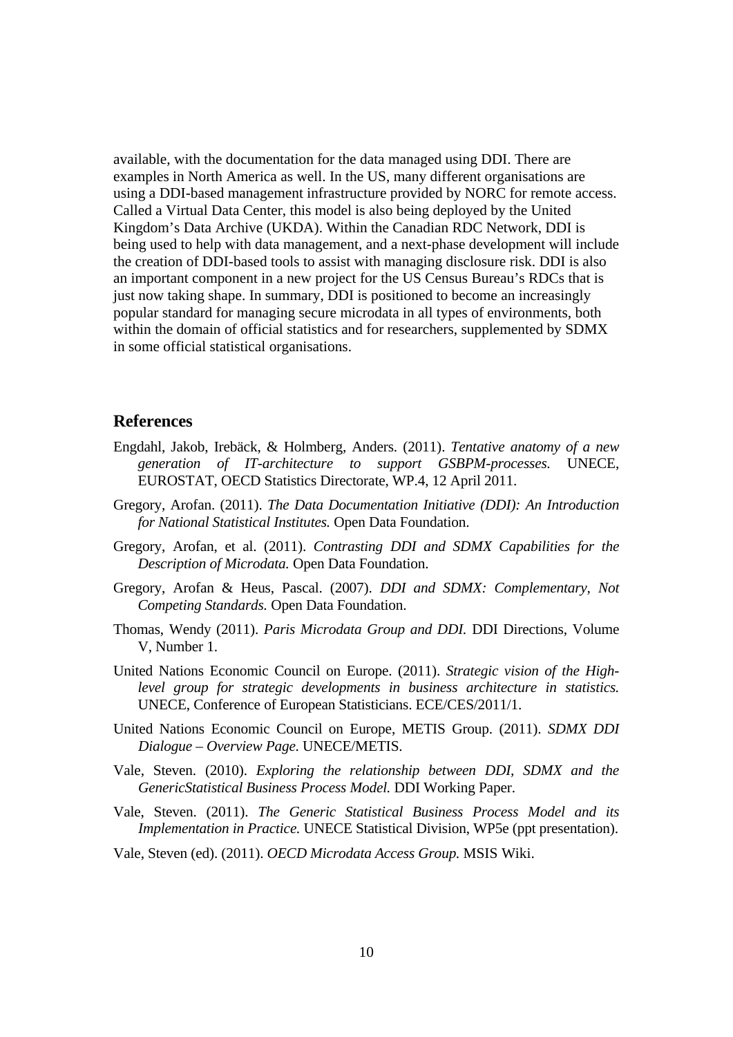available, with the documentation for the data managed using DDI. There are examples in North America as well. In the US, many different organisations are using a DDI-based management infrastructure provided by NORC for remote access. Called a Virtual Data Center, this model is also being deployed by the United Kingdom's Data Archive (UKDA). Within the Canadian RDC Network, DDI is being used to help with data management, and a next-phase development will include the creation of DDI-based tools to assist with managing disclosure risk. DDI is also an important component in a new project for the US Census Bureau's RDCs that is just now taking shape. In summary, DDI is positioned to become an increasingly popular standard for managing secure microdata in all types of environments, both within the domain of official statistics and for researchers, supplemented by SDMX in some official statistical organisations.

## References

Engdahl, Jakob, Irebäck, & Holmberg, Anders. (2011). *Tentative anatomy of a new generation of IT-architecture to support GSBPM-processes.* UNECE, EUROSTAT, OECD Statistics Directorate, WP.4, 12 April 2011.

Gregory, Arofan. (2011). *The Data Documentation Initiative (DDI): An Introduction for National Statistical Institutes.* Open Data Foundation.

Gregory, Arofan, et al. (2011). *Contrasting DDI and SDMX Capabilities for the Description of Microdata.* Open Data Foundation.

Gregory, Arofan & Heus, Pascal. (2007). *DDI and SDMX: Complementary, Not Competing Standards.* Open Data Foundation.

Thomas, Wendy (2011). *Paris Microdata Group and DDI.* DDI Directions, Volume V, Number 1.

United Nations Economic Council on Europe. (2011). *Strategic vision of the High-level group for strategic developments in business architecture in statistics.* UNECE, Conference of European Statisticians. ECE/CES/2011/1.

United Nations Economic Council on Europe, METIS Group. (2011). *SDMX DDI Dialogue – Overview Page.* UNECE/METIS.

Vale, Steven. (2010). *Exploring the relationship between DDI, SDMX and the GenericStatistical Business Process Model.* DDI Working Paper.

Vale, Steven. (2011). *The Generic Statistical Business Process Model and its Implementation in Practice.* UNECE Statistical Division, WP5e (ppt presentation).

Vale, Steven (ed). (2011). *OECD Microdata Access Group.* MSIS Wiki.